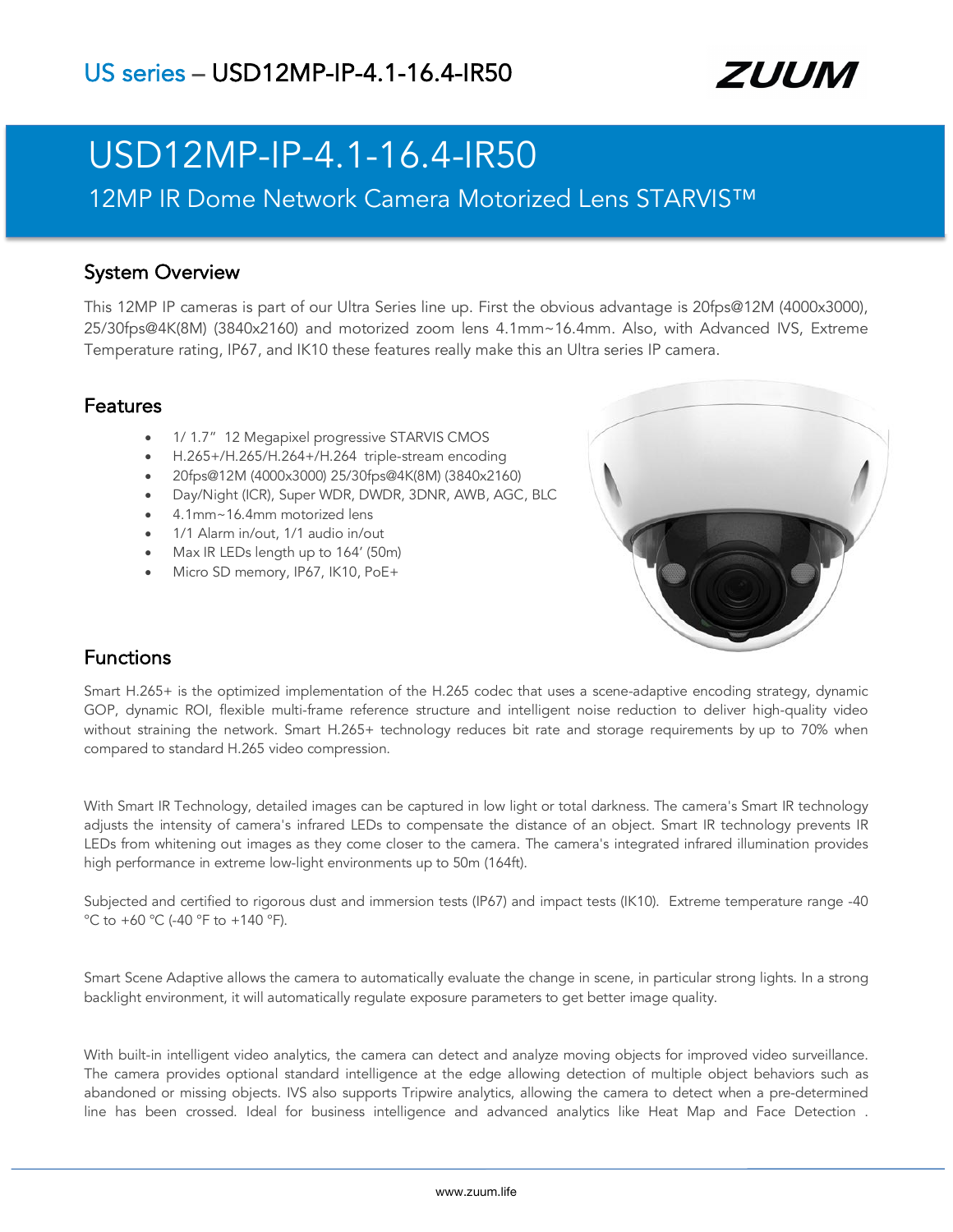US series – USD12MP-IP-4.1-16.4-IR50

ZUUM

# USD12MP-IP-4.1-16.4-IR50

12MP IR Dome Network Camera Motorized Lens STARVIS™

## System Overview

This 12MP IP cameras is part of our Ultra Series line up. First the obvious advantage is 20fps@12M (4000x3000), 25/30fps@4K(8M) (3840x2160) and motorized zoom lens 4.1mm~16.4mm. Also, with Advanced IVS, Extreme Temperature rating, IP67, and IK10 these features really make this an Ultra series IP camera.

## Features

- 1/ 1.7" 12 Megapixel progressive STARVIS CMOS
- H.265+/H.265/H.264+/H.264 triple-stream encoding
- 20fps@12M (4000x3000) 25/30fps@4K(8M) (3840x2160)
- Day/Night (ICR), Super WDR, DWDR, 3DNR, AWB, AGC, BLC
- 4.1mm~16.4mm motorized lens
- 1/1 Alarm in/out, 1/1 audio in/out
- Max IR LEDs length up to 164' (50m)
- Micro SD memory, IP67, IK10, PoE+

## Functions

Smart H.265+ is the optimized implementation of the H.265 codec that uses a scene-adaptive encoding strategy, dynamic GOP, dynamic ROI, flexible multi-frame reference structure and intelligent noise reduction to deliver high-quality video without straining the network. Smart H.265+ technology reduces bit rate and storage requirements by up to 70% when compared to standard H.265 video compression.

With Smart IR Technology, detailed images can be captured in low light or total darkness. The camera's Smart IR technology adjusts the intensity of camera's infrared LEDs to compensate the distance of an object. Smart IR technology prevents IR LEDs from whitening out images as they come closer to the camera. The camera's integrated infrared illumination provides high performance in extreme low-light environments up to 50m (164ft).

Subjected and certified to rigorous dust and immersion tests (IP67) and impact tests (IK10). Extreme temperature range -40 °C to +60 °C (-40 °F to +140 °F).

Smart Scene Adaptive allows the camera to automatically evaluate the change in scene, in particular strong lights. In a strong backlight environment, it will automatically regulate exposure parameters to get better image quality.

With built-in intelligent video analytics, the camera can detect and analyze moving objects for improved video surveillance. The camera provides optional standard intelligence at the edge allowing detection of multiple object behaviors such as abandoned or missing objects. IVS also supports Tripwire analytics, allowing the camera to detect when a pre-determined line has been crossed. Ideal for business intelligence and advanced analytics like Heat Map and Face Detection .

www.zuum.life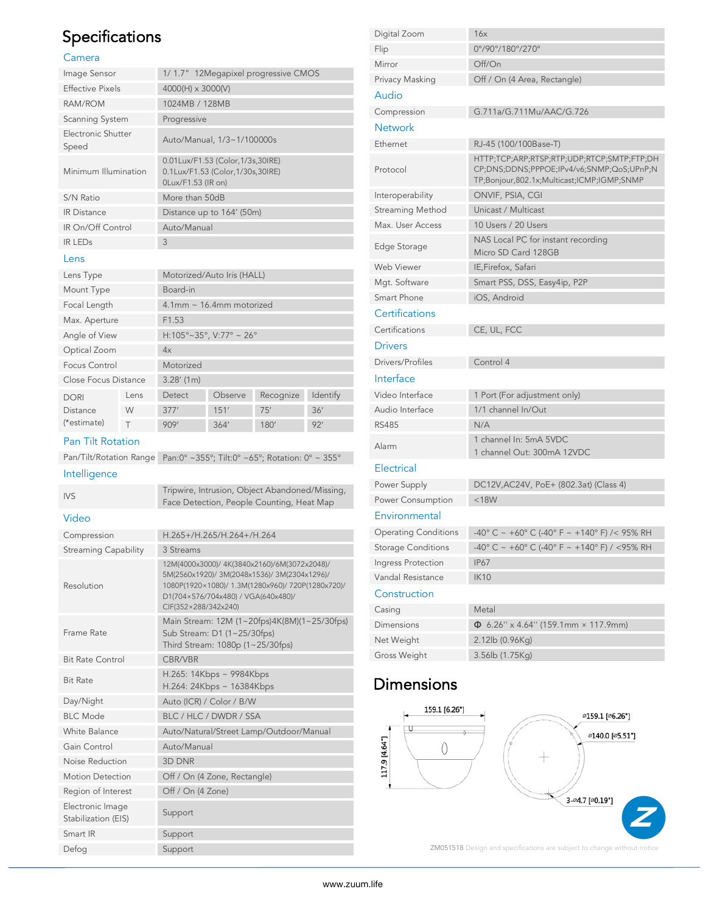# Specifications

## Camera

| | |
|---|---|
| Image Sensor | 1/ 1.7" 12Megapixel progressive CMOS |
| Effective Pixels | 4000(H) x 3000(V) |
| RAM/ROM | 1024MB / 128MB |
| Scanning System | Progressive |
| Electronic Shutter Speed | Auto/Manual, 1/3~1/100000s |
| Minimum Illumination | 0.01Lux/F1.53 (Color,1/3s,30IRE)<br>0.1Lux/F1.53 (Color,1/30s,30IRE)<br>0Lux/F1.53 (IR on) |
| S/N Ratio | More than 50dB |
| IR Distance | Distance up to 164' (50m) |
| IR On/Off Control | Auto/Manual |
| IR LEDs | 3 |

## Lens

| | | | | | |
|---|---|---|---|---|---|
| Lens Type | Motorized/Auto Iris (HALL) | | | | |
| Mount Type | Board-in | | | | |
| Focal Length | 4.1mm ~ 16.4mm motorized | | | | |
| Max. Aperture | F1.53 | | | | |
| Angle of View | H:105°~35°, V:77° ~ 26° | | | | |
| Optical Zoom | 4x | | | | |
| Focus Control | Motorized | | | | |
| Close Focus Distance | 3.28' (1m) | | | | |
| DORI Distance (*estimate) | Lens | Detect | Observe | Recognize | Identify |
| | W | 377' | 151' | 75' | 36' |
| | T | 909' | 364' | 180' | 92' |

## Pan Tilt Rotation

| | |
|---|---|
| Pan/Tilt/Rotation Range | Pan:0° ~355°; Tilt:0° ~65°; Rotation: 0° ~ 355° |

## Intelligence

| | |
|---|---|
| IVS | Tripwire, Intrusion, Object Abandoned/Missing, Face Detection, People Counting, Heat Map |

## Video

| | |
|---|---|
| Compression | H.265+/H.265/H.264+/H.264 |
| Streaming Capability | 3 Streams |
| Resolution | 12M(4000x3000)/ 4K(3840x2160)/6M(3072x2048)/ 5M(2560x1920)/ 3M(2048x1536)/ 3M(2304x1296)/ 1080P(1920×1080)/ 1.3M(1280x960)/ 720P(1280x720)/ D1(704×576/704x480) / VGA(640x480)/ CIF(352×288/342x240) |
| Frame Rate | Main Stream: 12M (1~20fps)4K(8M)(1~25/30fps)<br>Sub Stream: D1 (1~25/30fps)<br>Third Stream: 1080p (1~25/30fps) |
| Bit Rate Control | CBR/VBR |
| Bit Rate | H.265: 14Kbps ~ 9984Kbps<br>H.264: 24Kbps ~ 16384Kbps |
| Day/Night | Auto (ICR) / Color / B/W |
| BLC Mode | BLC / HLC / DWDR / SSA |
| White Balance | Auto/Natural/Street Lamp/Outdoor/Manual |
| Gain Control | Auto/Manual |
| Noise Reduction | 3D DNR |
| Motion Detection | Off / On (4 Zone, Rectangle) |
| Region of Interest | Off / On (4 Zone) |
| Electronic Image Stabilization (EIS) | Support |
| Smart IR | Support |
| Defog | Support |
| Digital Zoom | 16x |
| Flip | 0°/90°/180°/270° |
| Mirror | Off/On |
| Privacy Masking | Off / On (4 Area, Rectangle) |

## Audio

| | |
|---|---|
| Compression | G.711a/G.711Mu/AAC/G.726 |

## Network

| | |
|---|---|
| Ethernet | RJ-45 (100/100Base-T) |
| Protocol | HTTP;TCP;ARP;RTSP;RTP;UDP;RTCP;SMTP;FTP;DHCP;DNS;DDNS;PPPOE;IPv4/v6;SNMP;QoS;UPnP;NTP;Bonjour,802.1x;Multicast;ICMP;IGMP;SNMP |
| Interoperability | ONVIF, PSIA, CGI |
| Streaming Method | Unicast / Multicast |
| Max. User Access | 10 Users / 20 Users |
| Edge Storage | NAS Local PC for instant recording<br>Micro SD Card 128GB |
| Web Viewer | IE,Firefox, Safari |
| Mgt. Software | Smart PSS, DSS, Easy4ip, P2P |
| Smart Phone | iOS, Android |

## Certifications

| | |
|---|---|
| Certifications | CE, UL, FCC |

## Drivers

| | |
|---|---|
| Drivers/Profiles | Control 4 |

## Interface

| | |
|---|---|
| Video Interface | 1 Port (For adjustment only) |
| Audio Interface | 1/1 channel In/Out |
| RS485 | N/A |
| Alarm | 1 channel In: 5mA 5VDC<br>1 channel Out: 300mA 12VDC |

## Electrical

| | |
|---|---|
| Power Supply | DC12V,AC24V, PoE+ (802.3at) (Class 4) |
| Power Consumption | <18W |

## Environmental

| | |
|---|---|
| Operating Conditions | -40° C ~ +60° C (-40° F ~ +140° F) /< 95% RH |
| Storage Conditions | -40° C ~ +60° C (-40° F ~ +140° F) / <95% RH |
| Ingress Protection | IP67 |
| Vandal Resistance | IK10 |

## Construction

| | |
|---|---|
| Casing | Metal |
| Dimensions | Φ 6.26" x 4.64" (159.1mm × 117.9mm) |
| Net Weight | 2.12lb (0.96Kg) |
| Gross Weight | 3.56lb (1.75Kg) |

# Dimensions

159.1 [6.26"]
117.9 [4.64"]
⌀159.1 [⌀6.26"]
⌀140.0 [⌀5.51"]
3-⌀4.7 [⌀0.19"]

ZM051518 Design and specifications are subject to change without notice

www.zuum.life